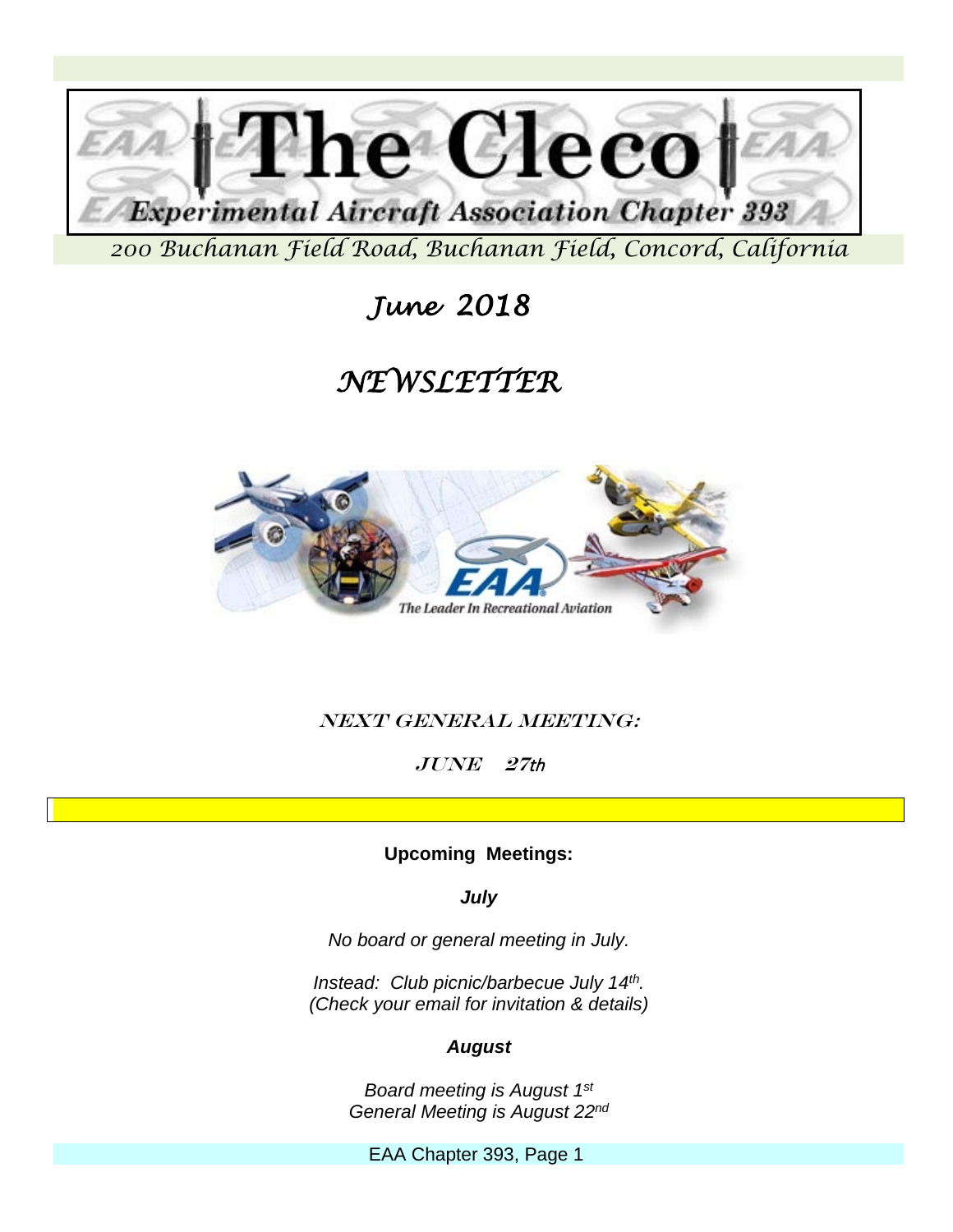# The Cleco

## Experimental Aircraft Association Chapter 393

*200 Buchanan Field Road, Buchanan Field, Concord, California*

## *June 2018*

## *NEWSLETTER*

NEXT GENERAL MEETING:

JUNE 27th

**Upcoming Meetings:**

***July***

*No board or general meeting in July.*

*Instead: Club picnic/barbecue July 14th.*
*(Check your email for invitation & details)*

***August***

*Board meeting is August 1st*
*General Meeting is August 22nd*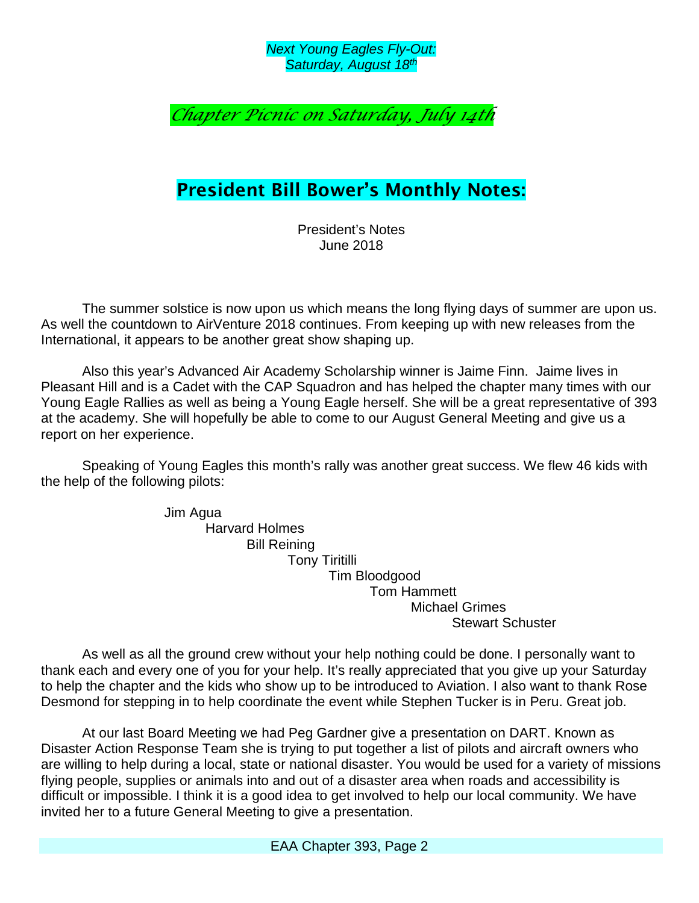*Next Young Eagles Fly-Out:*
*Saturday, August 18th*

*Chapter Picnic on Saturday, July 14th*

## President Bill Bower's Monthly Notes:

President's Notes
June 2018

The summer solstice is now upon us which means the long flying days of summer are upon us. As well the countdown to AirVenture 2018 continues. From keeping up with new releases from the International, it appears to be another great show shaping up.

Also this year's Advanced Air Academy Scholarship winner is Jaime Finn. Jaime lives in Pleasant Hill and is a Cadet with the CAP Squadron and has helped the chapter many times with our Young Eagle Rallies as well as being a Young Eagle herself. She will be a great representative of 393 at the academy. She will hopefully be able to come to our August General Meeting and give us a report on her experience.

Speaking of Young Eagles this month's rally was another great success. We flew 46 kids with the help of the following pilots:

- Jim Agua
- Harvard Holmes
- Bill Reining
- Tony Tiritilli
- Tim Bloodgood
- Tom Hammett
- Michael Grimes
- Stewart Schuster

As well as all the ground crew without your help nothing could be done. I personally want to thank each and every one of you for your help. It's really appreciated that you give up your Saturday to help the chapter and the kids who show up to be introduced to Aviation. I also want to thank Rose Desmond for stepping in to help coordinate the event while Stephen Tucker is in Peru. Great job.

At our last Board Meeting we had Peg Gardner give a presentation on DART. Known as Disaster Action Response Team she is trying to put together a list of pilots and aircraft owners who are willing to help during a local, state or national disaster. You would be used for a variety of missions flying people, supplies or animals into and out of a disaster area when roads and accessibility is difficult or impossible. I think it is a good idea to get involved to help our local community. We have invited her to a future General Meeting to give a presentation.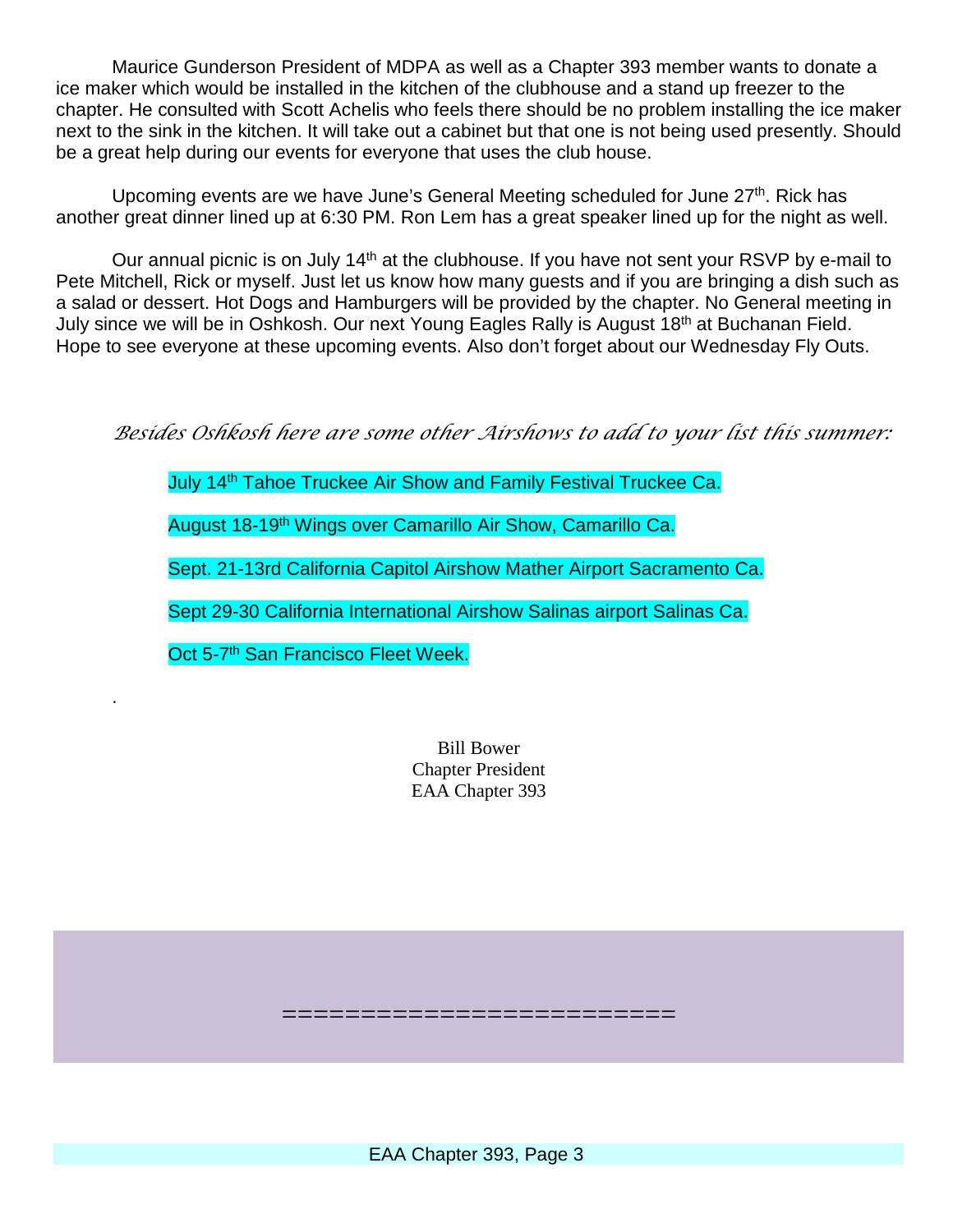Maurice Gunderson President of MDPA as well as a Chapter 393 member wants to donate a ice maker which would be installed in the kitchen of the clubhouse and a stand up freezer to the chapter. He consulted with Scott Achelis who feels there should be no problem installing the ice maker next to the sink in the kitchen. It will take out a cabinet but that one is not being used presently. Should be a great help during our events for everyone that uses the club house.

Upcoming events are we have June's General Meeting scheduled for June 27th. Rick has another great dinner lined up at 6:30 PM. Ron Lem has a great speaker lined up for the night as well.

Our annual picnic is on July 14th at the clubhouse. If you have not sent your RSVP by e-mail to Pete Mitchell, Rick or myself. Just let us know how many guests and if you are bringing a dish such as a salad or dessert. Hot Dogs and Hamburgers will be provided by the chapter. No General meeting in July since we will be in Oshkosh. Our next Young Eagles Rally is August 18th at Buchanan Field. Hope to see everyone at these upcoming events. Also don't forget about our Wednesday Fly Outs.

*Besides Oshkosh here are some other Airshows to add to your list this summer:*

July 14th Tahoe Truckee Air Show and Family Festival Truckee Ca.

August 18-19th Wings over Camarillo Air Show, Camarillo Ca.

Sept. 21-13rd California Capitol Airshow Mather Airport Sacramento Ca.

Sept 29-30 California International Airshow Salinas airport Salinas Ca.

Oct 5-7th San Francisco Fleet Week.

.

Bill Bower
Chapter President
EAA Chapter 393

========================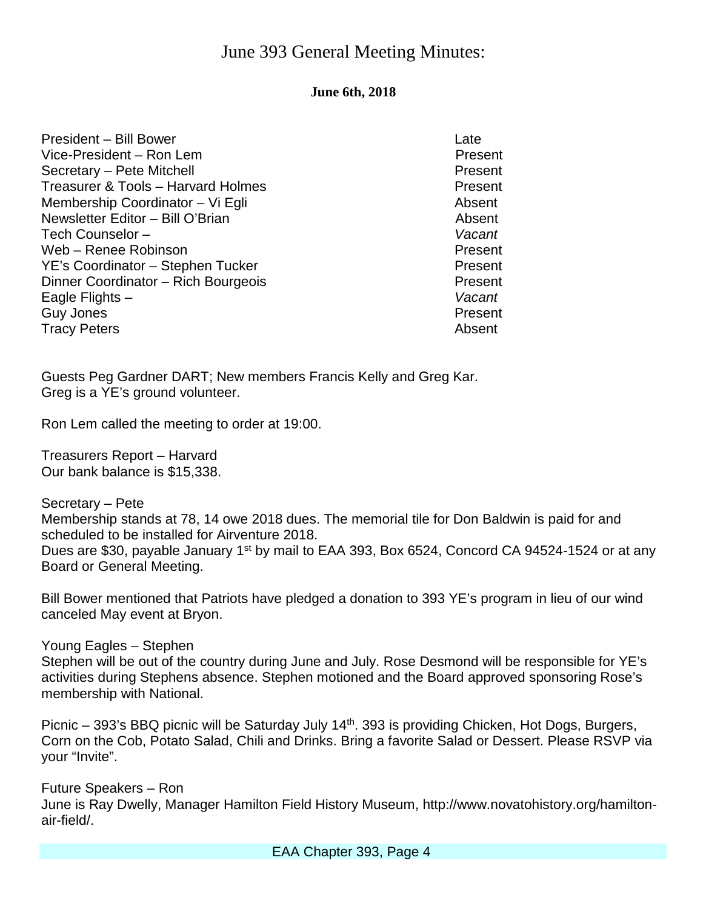# June 393 General Meeting Minutes:

**June 6th, 2018**

| | |
|---|---|
| President – Bill Bower | Late |
| Vice-President – Ron Lem | Present |
| Secretary – Pete Mitchell | Present |
| Treasurer & Tools – Harvard Holmes | Present |
| Membership Coordinator – Vi Egli | Absent |
| Newsletter Editor – Bill O'Brian | Absent |
| Tech Counselor – | *Vacant* |
| Web – Renee Robinson | Present |
| YE's Coordinator – Stephen Tucker | Present |
| Dinner Coordinator – Rich Bourgeois | Present |
| Eagle Flights – | *Vacant* |
| Guy Jones | Present |
| Tracy Peters | Absent |

Guests Peg Gardner DART; New members Francis Kelly and Greg Kar.
Greg is a YE's ground volunteer.

Ron Lem called the meeting to order at 19:00.

Treasurers Report – Harvard
Our bank balance is $15,338.

Secretary – Pete
Membership stands at 78, 14 owe 2018 dues. The memorial tile for Don Baldwin is paid for and scheduled to be installed for Airventure 2018.
Dues are $30, payable January 1st by mail to EAA 393, Box 6524, Concord CA 94524-1524 or at any Board or General Meeting.

Bill Bower mentioned that Patriots have pledged a donation to 393 YE's program in lieu of our wind canceled May event at Bryon.

Young Eagles – Stephen
Stephen will be out of the country during June and July. Rose Desmond will be responsible for YE's activities during Stephens absence. Stephen motioned and the Board approved sponsoring Rose's membership with National.

Picnic – 393's BBQ picnic will be Saturday July 14th. 393 is providing Chicken, Hot Dogs, Burgers, Corn on the Cob, Potato Salad, Chili and Drinks. Bring a favorite Salad or Dessert. Please RSVP via your "Invite".

Future Speakers – Ron
June is Ray Dwelly, Manager Hamilton Field History Museum, http://www.novatohistory.org/hamilton-air-field/.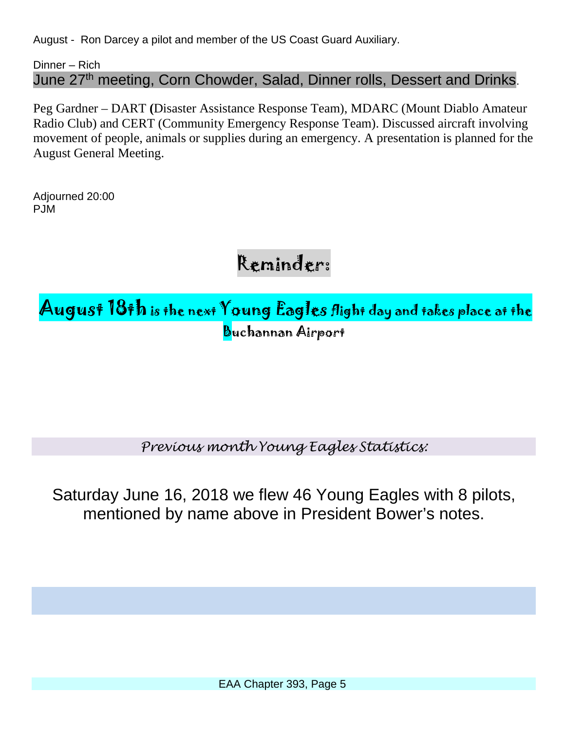August - Ron Darcey a pilot and member of the US Coast Guard Auxiliary.

Dinner – Rich

June 27th meeting, Corn Chowder, Salad, Dinner rolls, Dessert and Drinks.

Peg Gardner – DART (Disaster Assistance Response Team), MDARC (Mount Diablo Amateur Radio Club) and CERT (Community Emergency Response Team). Discussed aircraft involving movement of people, animals or supplies during an emergency. A presentation is planned for the August General Meeting.

Adjourned 20:00
PJM

## Reminder:

**August 18th is the next Young Eagles flight day and takes place at the Buchannan Airport**

### *Previous month Young Eagles Statistics:*

Saturday June 16, 2018 we flew 46 Young Eagles with 8 pilots, mentioned by name above in President Bower's notes.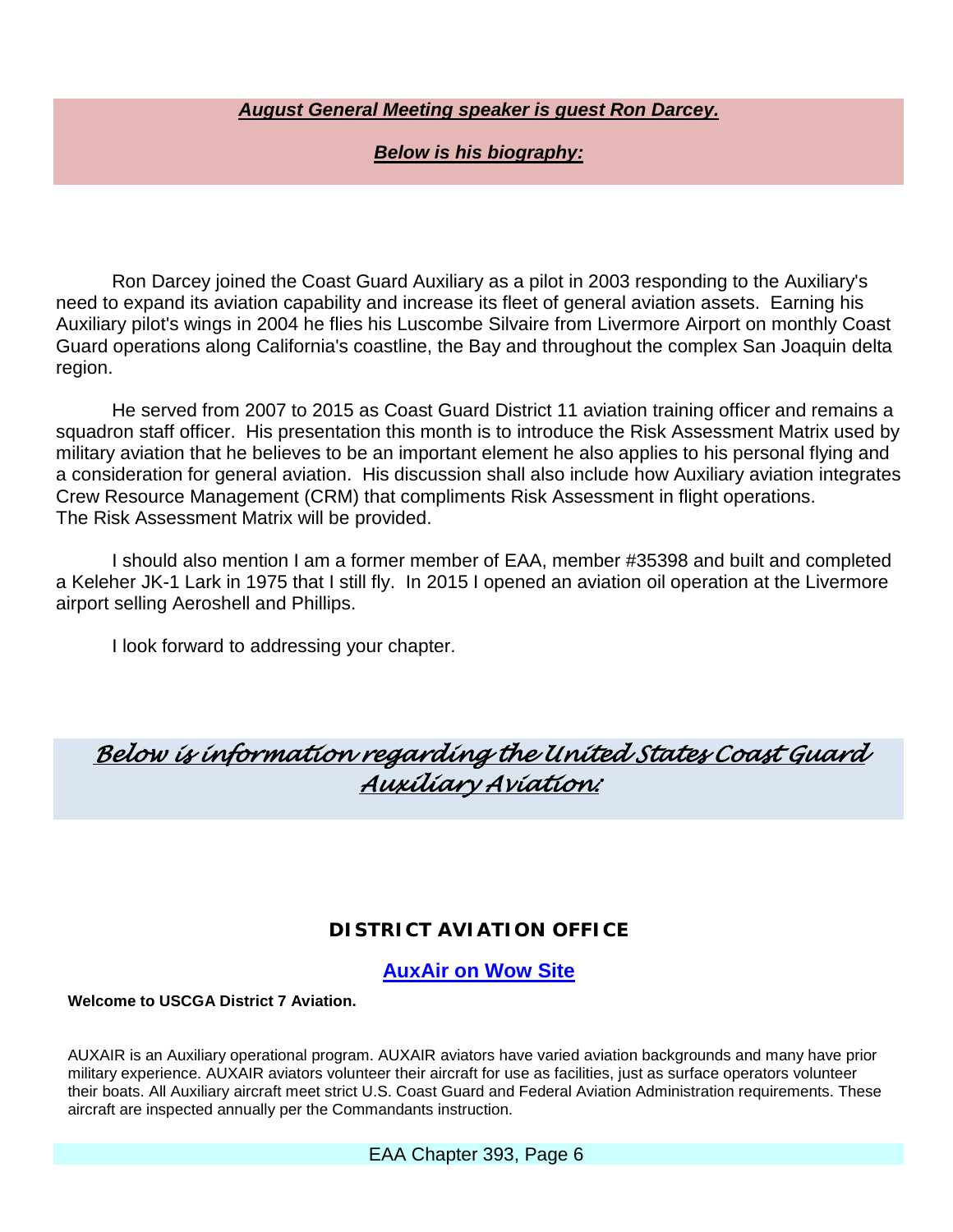***August General Meeting speaker is guest Ron Darcey.***

***Below is his biography:***

Ron Darcey joined the Coast Guard Auxiliary as a pilot in 2003 responding to the Auxiliary's need to expand its aviation capability and increase its fleet of general aviation assets. Earning his Auxiliary pilot's wings in 2004 he flies his Luscombe Silvaire from Livermore Airport on monthly Coast Guard operations along California's coastline, the Bay and throughout the complex San Joaquin delta region.

He served from 2007 to 2015 as Coast Guard District 11 aviation training officer and remains a squadron staff officer. His presentation this month is to introduce the Risk Assessment Matrix used by military aviation that he believes to be an important element he also applies to his personal flying and a consideration for general aviation. His discussion shall also include how Auxiliary aviation integrates Crew Resource Management (CRM) that compliments Risk Assessment in flight operations.
The Risk Assessment Matrix will be provided.

I should also mention I am a former member of EAA, member #35398 and built and completed a Keleher JK-1 Lark in 1975 that I still fly. In 2015 I opened an aviation oil operation at the Livermore airport selling Aeroshell and Phillips.

I look forward to addressing your chapter.

## *Below is information regarding the United States Coast Guard Auxiliary Aviation:*

### DISTRICT AVIATION OFFICE

**AuxAir on Wow Site**

**Welcome to USCGA District 7 Aviation.**

AUXAIR is an Auxiliary operational program. AUXAIR aviators have varied aviation backgrounds and many have prior military experience. AUXAIR aviators volunteer their aircraft for use as facilities, just as surface operators volunteer their boats. All Auxiliary aircraft meet strict U.S. Coast Guard and Federal Aviation Administration requirements. These aircraft are inspected annually per the Commandants instruction.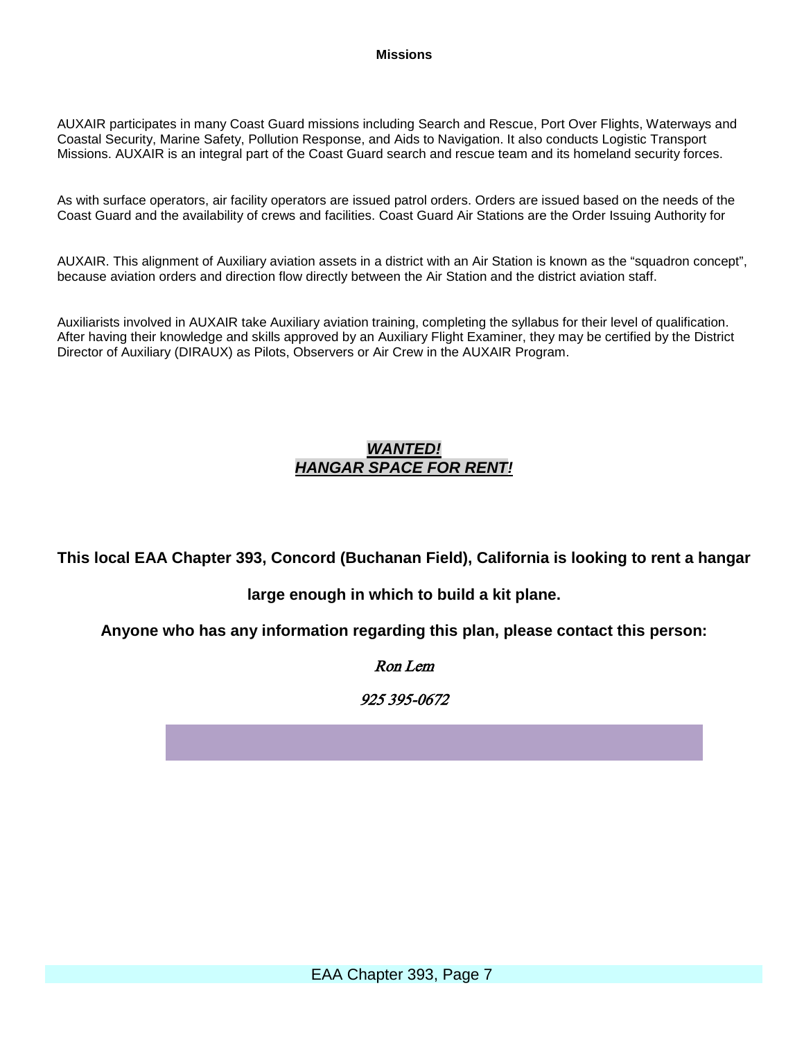### Missions

AUXAIR participates in many Coast Guard missions including Search and Rescue, Port Over Flights, Waterways and Coastal Security, Marine Safety, Pollution Response, and Aids to Navigation. It also conducts Logistic Transport Missions. AUXAIR is an integral part of the Coast Guard search and rescue team and its homeland security forces.

As with surface operators, air facility operators are issued patrol orders. Orders are issued based on the needs of the Coast Guard and the availability of crews and facilities. Coast Guard Air Stations are the Order Issuing Authority for

AUXAIR. This alignment of Auxiliary aviation assets in a district with an Air Station is known as the "squadron concept", because aviation orders and direction flow directly between the Air Station and the district aviation staff.

Auxiliarists involved in AUXAIR take Auxiliary aviation training, completing the syllabus for their level of qualification. After having their knowledge and skills approved by an Auxiliary Flight Examiner, they may be certified by the District Director of Auxiliary (DIRAUX) as Pilots, Observers or Air Crew in the AUXAIR Program.

***WANTED!***
***HANGAR SPACE FOR RENT!***

**This local EAA Chapter 393, Concord (Buchanan Field), California is looking to rent a hangar large enough in which to build a kit plane.**

**Anyone who has any information regarding this plan, please contact this person:**

*Ron Lem*

*925 395-0672*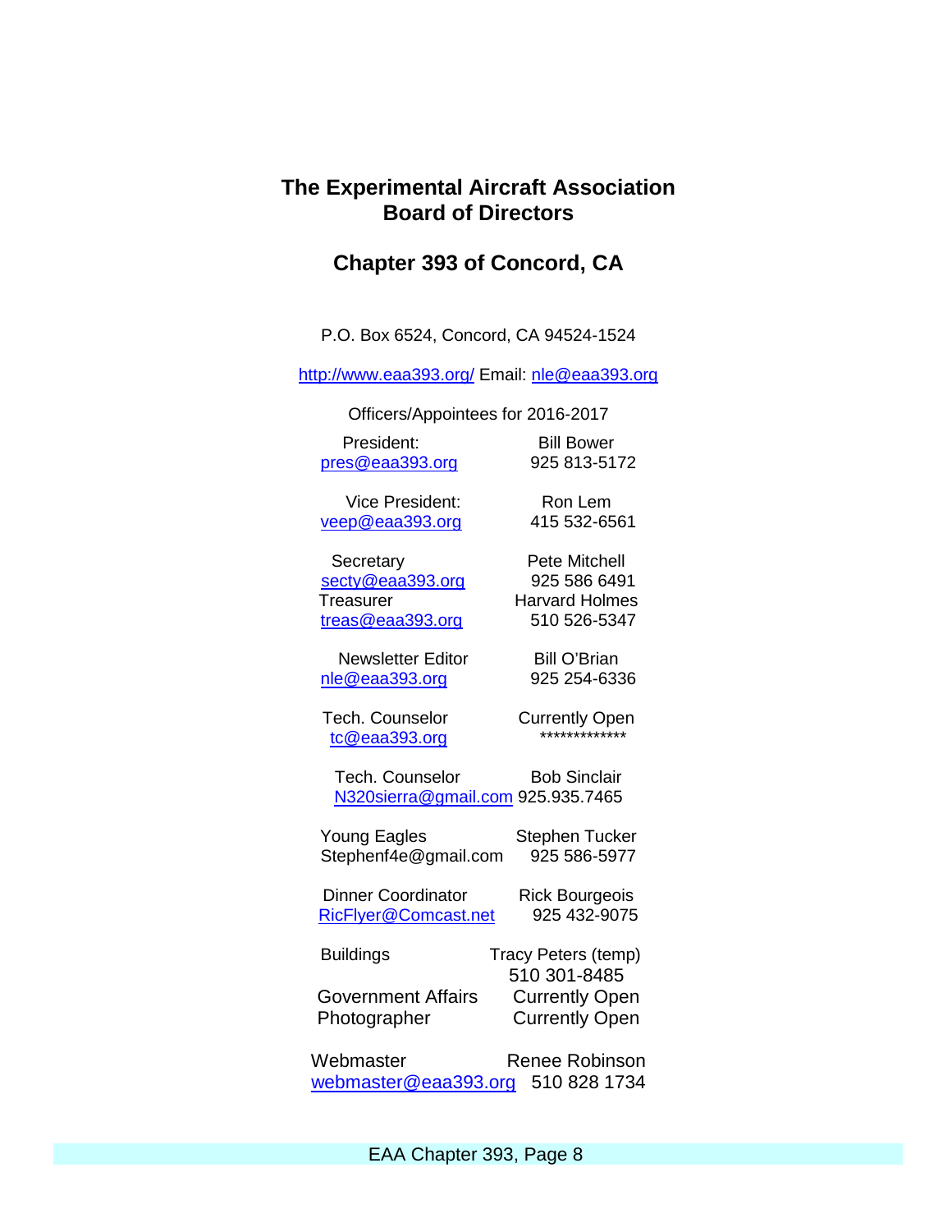## The Experimental Aircraft Association
## Board of Directors

## Chapter 393 of Concord, CA

P.O. Box 6524, Concord, CA 94524-1524

http://www.eaa393.org/ Email: nle@eaa393.org

Officers/Appointees for 2016-2017

| Position / Email | Name / Phone |
|---|---|
| President: | Bill Bower |
| pres@eaa393.org | 925 813-5172 |
| Vice President: | Ron Lem |
| veep@eaa393.org | 415 532-6561 |
| Secretary | Pete Mitchell |
| secty@eaa393.org | 925 586 6491 |
| Treasurer | Harvard Holmes |
| treas@eaa393.org | 510 526-5347 |
| Newsletter Editor | Bill O'Brian |
| nle@eaa393.org | 925 254-6336 |
| Tech. Counselor | Currently Open |
| tc@eaa393.org | ************** |
| Tech. Counselor | Bob Sinclair |
| N320sierra@gmail.com | 925.935.7465 |
| Young Eagles | Stephen Tucker |
| Stephenf4e@gmail.com | 925 586-5977 |
| Dinner Coordinator | Rick Bourgeois |
| RicFlyer@Comcast.net | 925 432-9075 |
| Buildings | Tracy Peters (temp) |
| | 510 301-8485 |
| Government Affairs | Currently Open |
| Photographer | Currently Open |
| Webmaster | Renee Robinson |
| webmaster@eaa393.org | 510 828 1734 |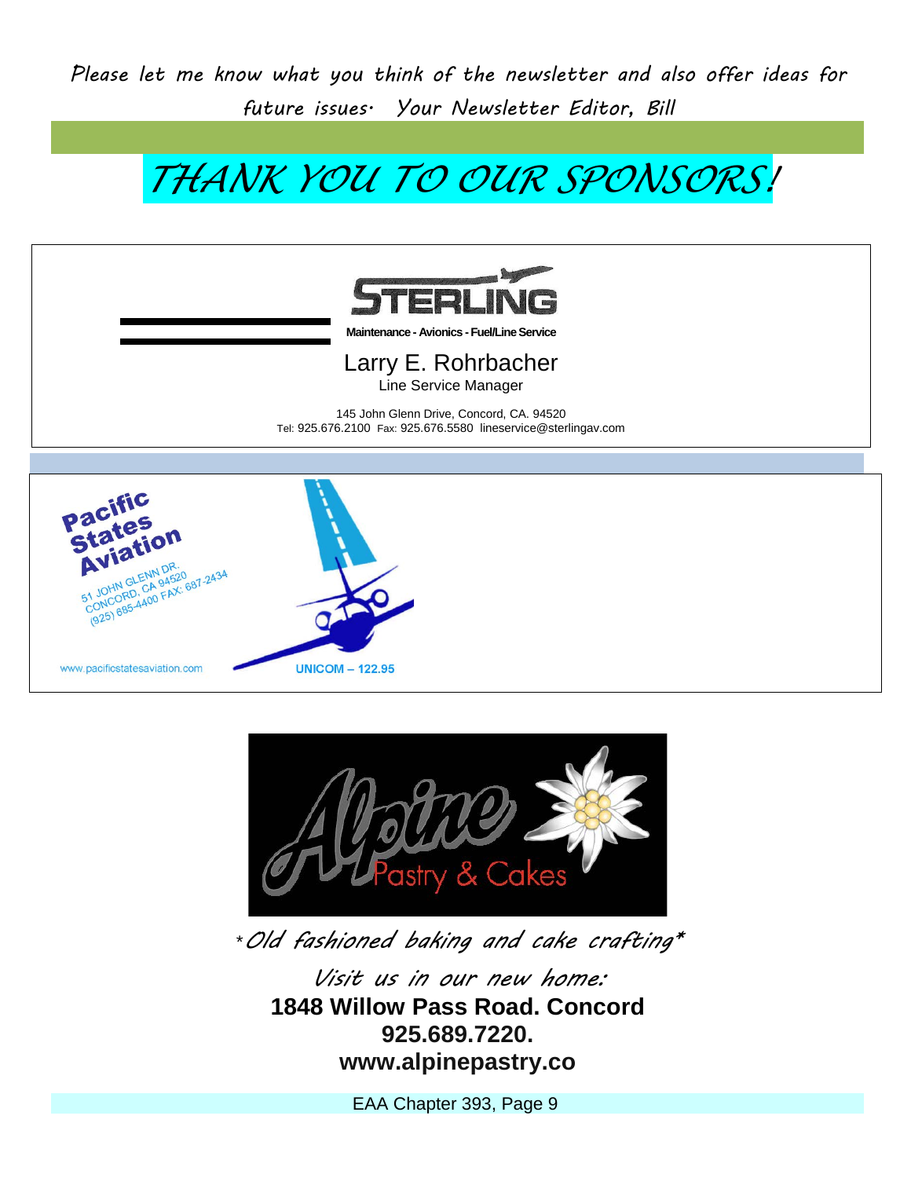*Please let me know what you think of the newsletter and also offer ideas for future issues. Your Newsletter Editor, Bill*

# *THANK YOU TO OUR SPONSORS!*

**STERLING**

**Maintenance - Avionics - Fuel/Line Service**

Larry E. Rohrbacher

Line Service Manager

145 John Glenn Drive, Concord, CA. 94520

Tel: 925.676.2100 Fax: 925.676.5580 lineservice@sterlingav.com

**Pacific States Aviation**

51 JOHN GLENN DR.
CONCORD, CA 94520
(925) 685-4400 FAX: 687-2434

www.pacificstatesaviation.com

**UNICOM – 122.95**

**Alpine Pastry & Cakes**

*\*Old fashioned baking and cake crafting\**

*Visit us in our new home:*

**1848 Willow Pass Road. Concord**

**925.689.7220.**

**www.alpinepastry.co**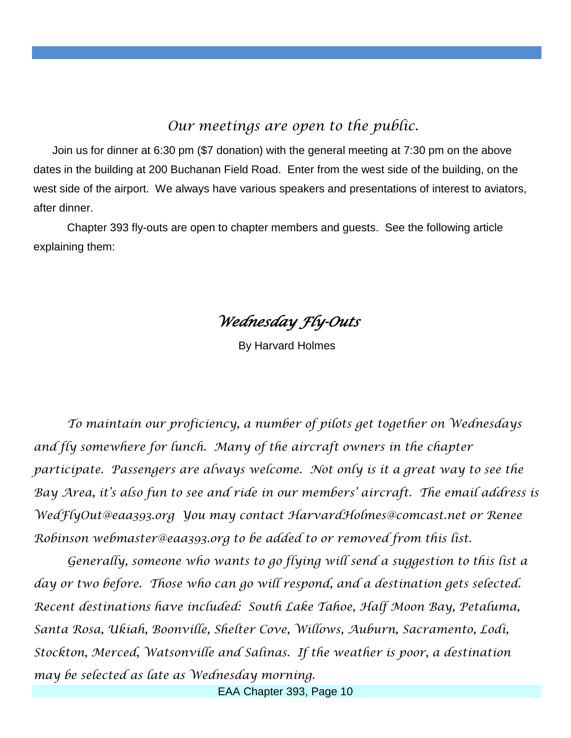*Our meetings are open to the public.*

Join us for dinner at 6:30 pm ($7 donation) with the general meeting at 7:30 pm on the above dates in the building at 200 Buchanan Field Road. Enter from the west side of the building, on the west side of the airport. We always have various speakers and presentations of interest to aviators, after dinner.

Chapter 393 fly-outs are open to chapter members and guests. See the following article explaining them:

## *Wednesday Fly-Outs*

By Harvard Holmes

*To maintain our proficiency, a number of pilots get together on Wednesdays and fly somewhere for lunch. Many of the aircraft owners in the chapter participate. Passengers are always welcome. Not only is it a great way to see the Bay Area, it's also fun to see and ride in our members' aircraft. The email address is WedFlyOut@eaa393.org You may contact HarvardHolmes@comcast.net or Renee Robinson webmaster@eaa393.org to be added to or removed from this list.*

*Generally, someone who wants to go flying will send a suggestion to this list a day or two before. Those who can go will respond, and a destination gets selected. Recent destinations have included: South Lake Tahoe, Half Moon Bay, Petaluma, Santa Rosa, Ukiah, Boonville, Shelter Cove, Willows, Auburn, Sacramento, Lodi, Stockton, Merced, Watsonville and Salinas. If the weather is poor, a destination may be selected as late as Wednesday morning.*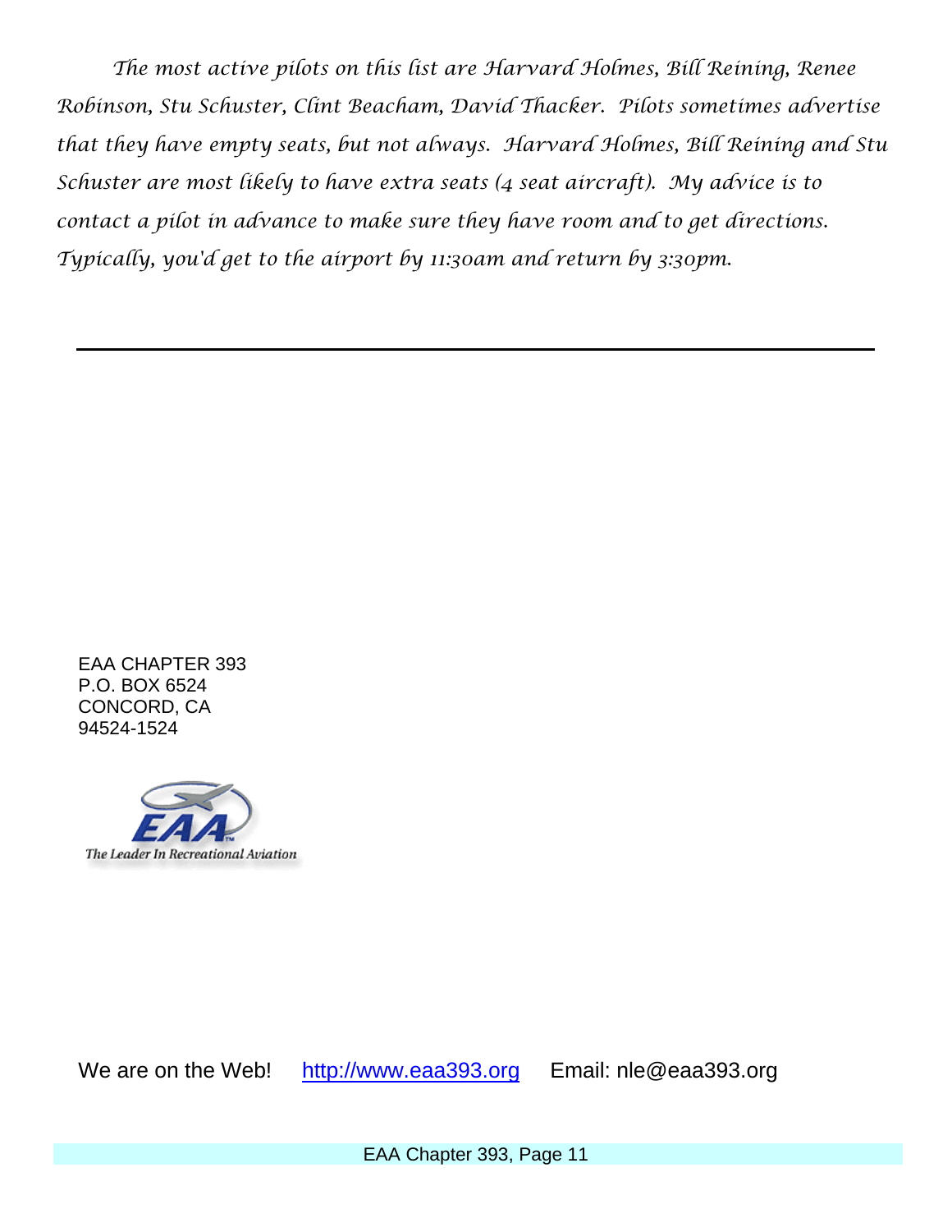*The most active pilots on this list are Harvard Holmes, Bill Reining, Renee Robinson, Stu Schuster, Clint Beacham, David Thacker. Pilots sometimes advertise that they have empty seats, but not always. Harvard Holmes, Bill Reining and Stu Schuster are most likely to have extra seats (4 seat aircraft). My advice is to contact a pilot in advance to make sure they have room and to get directions. Typically, you'd get to the airport by 11:30am and return by 3:30pm.*

---

EAA CHAPTER 393
P.O. BOX 6524
CONCORD, CA
94524-1524

EAA
The Leader In Recreational Aviation

We are on the Web! http://www.eaa393.org Email: nle@eaa393.org